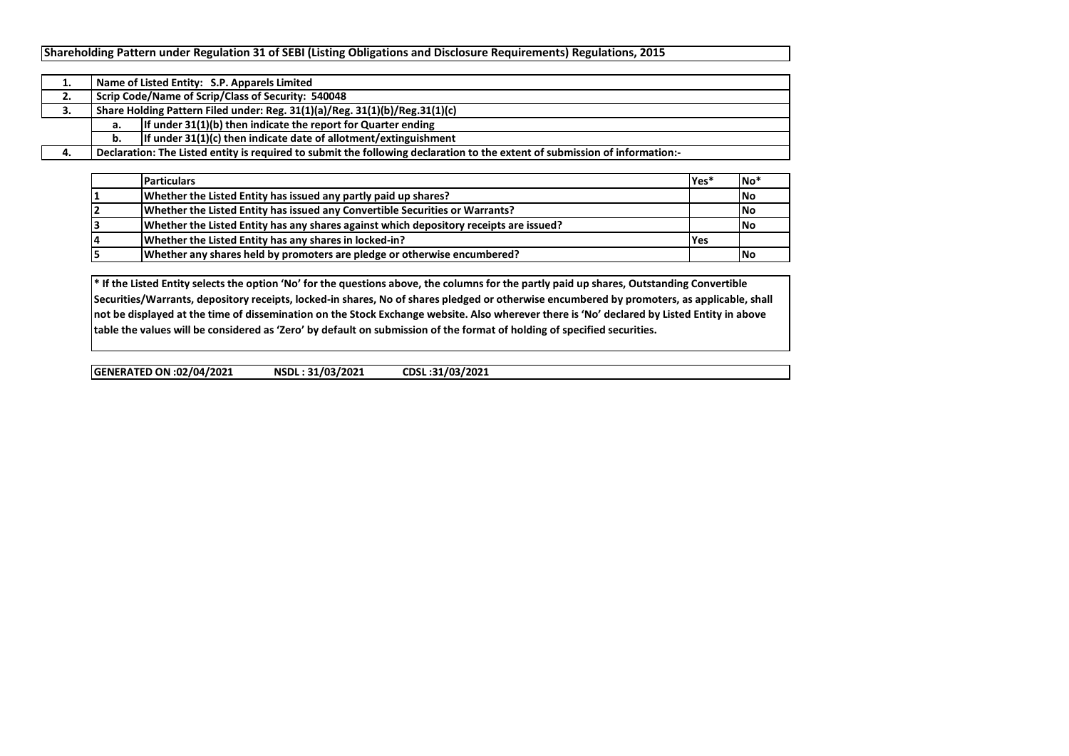# Shareholding Pattern under Regulation 31 of SEBI (Listing Obligations and Disclosure Requirements) Regulations, 2015

| | | |
|---|---|---|
| 1. | Name of Listed Entity: S.P. Apparels Limited | |
| 2. | Scrip Code/Name of Scrip/Class of Security: 540048 | |
| 3. | Share Holding Pattern Filed under: Reg. 31(1)(a)/Reg. 31(1)(b)/Reg.31(1)(c) | |
| | a. | If under 31(1)(b) then indicate the report for Quarter ending |
| | b. | If under 31(1)(c) then indicate date of allotment/extinguishment |
| 4. | Declaration: The Listed entity is required to submit the following declaration to the extent of submission of information:- | |

| | Particulars | Yes* | No* |
|---|---|---|---|
| 1 | Whether the Listed Entity has issued any partly paid up shares? | | No |
| 2 | Whether the Listed Entity has issued any Convertible Securities or Warrants? | | No |
| 3 | Whether the Listed Entity has any shares against which depository receipts are issued? | | No |
| 4 | Whether the Listed Entity has any shares in locked-in? | Yes | |
| 5 | Whether any shares held by promoters are pledge or otherwise encumbered? | | No |

**\* If the Listed Entity selects the option 'No' for the questions above, the columns for the partly paid up shares, Outstanding Convertible Securities/Warrants, depository receipts, locked-in shares, No of shares pledged or otherwise encumbered by promoters, as applicable, shall not be displayed at the time of dissemination on the Stock Exchange website. Also wherever there is 'No' declared by Listed Entity in above table the values will be considered as 'Zero' by default on submission of the format of holding of specified securities.**

**GENERATED ON :02/04/2021 NSDL : 31/03/2021 CDSL :31/03/2021**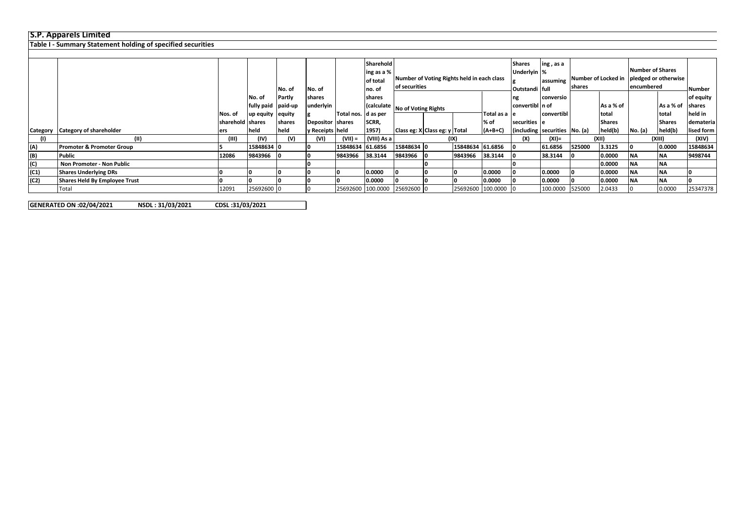# S.P. Apparels Limited

## Table I - Summary Statement holding of specified securities

| Category | Category of shareholder | Nos. of shareholders | No. of fully paid up equity shares held | No. of Partly paid-up equity shares held | No. of shares underlying Depository Receipts | Total nos. shares held | Shareholding as a % of total no. of shares (calculated as per SCRR, 1957) | Number of Voting Rights held in each class of securities | | | | Shares Underlying Outstanding convertible securities (including | ing , as a % assuming full conversion of convertible securities | Number of Locked in shares | | Number of Shares pledged or otherwise encumbered | | Number of equity shares held in dematerialised form |
|---|---|---|---|---|---|---|---|---|---|---|---|---|---|---|---|---|---|---|
| | | | | | | | | No of Voting Rights | | | Total as a % of (A+B+C) | | | No. (a) | As a % of total Shares held(b) | No. (a) | As a % of total Shares held(b) | |
| | | | | | | | | Class eg: X | Class eg: y | Total | | | | | | | | |
| (I) | (II) | (III) | (IV) | (V) | (VI) | (VII) = | (VIII) As a | (IX) | | | | (X) | (XI)= | (XII) | | (XIII) | | (XIV) |
| (A) | **Promoter & Promoter Group** | 5 | 15848634 | 0 | 0 | 15848634 | 61.6856 | 15848634 | 0 | 15848634 | 61.6856 | 0 | 61.6856 | 525000 | 3.3125 | 0 | 0.0000 | 15848634 |
| (B) | **Public** | 12086 | 9843966 | 0 | 0 | 9843966 | 38.3144 | 9843966 | 0 | 9843966 | 38.3144 | 0 | 38.3144 | 0 | 0.0000 | NA | NA | 9498744 |
| (C) | **Non Promoter - Non Public** | | | | 0 | | | | 0 | | | 0 | | | 0.0000 | NA | NA | |
| (C1) | **Shares Underlying DRs** | 0 | 0 | 0 | 0 | 0 | 0.0000 | 0 | 0 | 0 | 0.0000 | 0 | 0.0000 | 0 | 0.0000 | NA | NA | 0 |
| (C2) | **Shares Held By Employee Trust** | 0 | 0 | 0 | 0 | 0 | 0.0000 | 0 | 0 | 0 | 0.0000 | 0 | 0.0000 | 0 | 0.0000 | NA | NA | 0 |
| | Total | 12091 | 25692600 | 0 | 0 | 25692600 | 100.0000 | 25692600 | 0 | 25692600 | 100.0000 | 0 | 100.0000 | 525000 | 2.0433 | 0 | 0.0000 | 25347378 |

**GENERATED ON :02/04/2021 NSDL : 31/03/2021 CDSL :31/03/2021**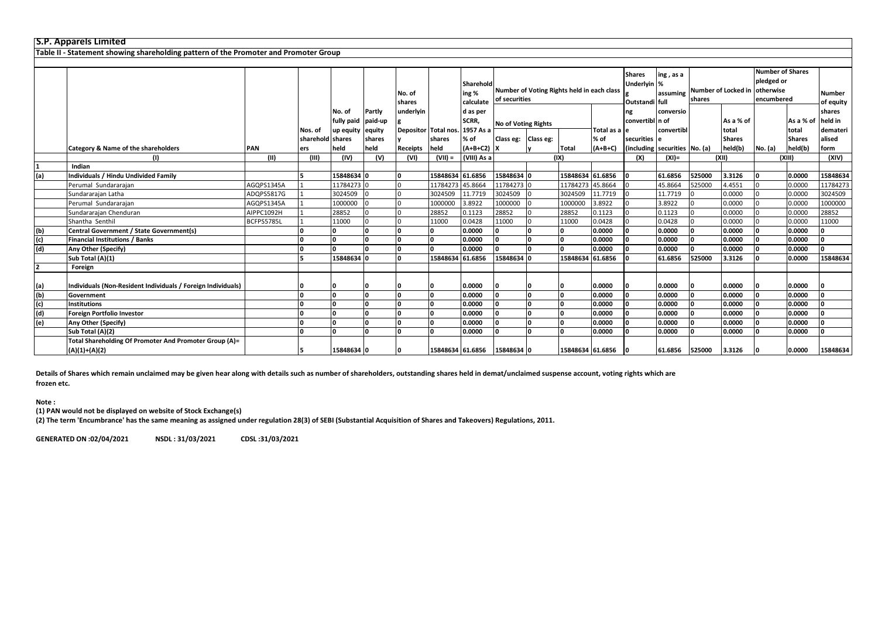**S.P. Apparels Limited**

**Table II - Statement showing shareholding pattern of the Promoter and Promoter Group**

| | Category & Name of the shareholders | PAN | Nos. of shareholders | No. of fully paid up equity shares held | Partly paid-up equity shares held | No. of shares underlying Depository Receipts | Total nos. shares held | Shareholding % calculated as per SCRR, 1957 As a % of (A+B+C2) | Number of Voting Rights held in each class of securities | | | | Shares Underlying Outstanding convertible securities (including | Shareholding, as a % assuming full conversion of convertible securities | Number of Locked in shares | | Number of Shares pledged or otherwise encumbered | | Number of equity shares held in dematerialised form |
|---|---|---|---|---|---|---|---|---|---|---|---|---|---|---|---|---|---|---|---|
| | | | | | | | | | No of Voting Rights | | | Total as a % of (A+B+C) | | | No. (a) | As a % of total Shares held(b) | No. (a) | As a % of total Shares held(b) | |
| | | | | | | | | | Class eg: X | Class eg: y | Total | | | | | | | | |
| | (I) | (II) | (III) | (IV) | (V) | (VI) | (VII) = | (VIII) As a | (IX) | | | | (X) | (XI)= | (XII) | | (XIII) | | (XIV) |
| 1 | **Indian** | | | | | | | | | | | | | | | | | | |
| (a) | **Individuals / Hindu Undivided Family** | | 5 | 15848634 | 0 | 0 | 15848634 | 61.6856 | 15848634 | 0 | 15848634 | 61.6856 | 0 | 61.6856 | 525000 | 3.3126 | 0 | 0.0000 | 15848634 |
| | Perumal Sundararajan | AGQPS1345A | 1 | 11784273 | 0 | 0 | 11784273 | 45.8664 | 11784273 | 0 | 11784273 | 45.8664 | 0 | 45.8664 | 525000 | 4.4551 | 0 | 0.0000 | 11784273 |
| | Sundararajan Latha | ADQPS5817G | 1 | 3024509 | 0 | 0 | 3024509 | 11.7719 | 3024509 | 0 | 3024509 | 11.7719 | 0 | 11.7719 | 0 | 0.0000 | 0 | 0.0000 | 3024509 |
| | Perumal Sundararajan | AGQPS1345A | 1 | 1000000 | 0 | 0 | 1000000 | 3.8922 | 1000000 | 0 | 1000000 | 3.8922 | 0 | 3.8922 | 0 | 0.0000 | 0 | 0.0000 | 1000000 |
| | Sundararajan Chenduran | AIPPC1092H | 1 | 28852 | 0 | 0 | 28852 | 0.1123 | 28852 | 0 | 28852 | 0.1123 | 0 | 0.1123 | 0 | 0.0000 | 0 | 0.0000 | 28852 |
| | Shantha Senthil | BCFPS5785L | 1 | 11000 | 0 | 0 | 11000 | 0.0428 | 11000 | 0 | 11000 | 0.0428 | 0 | 0.0428 | 0 | 0.0000 | 0 | 0.0000 | 11000 |
| (b) | **Central Government / State Government(s)** | | 0 | 0 | 0 | 0 | 0 | 0.0000 | 0 | 0 | 0 | 0.0000 | 0 | 0.0000 | 0 | 0.0000 | 0 | 0.0000 | 0 |
| (c) | **Financial Institutions / Banks** | | 0 | 0 | 0 | 0 | 0 | 0.0000 | 0 | 0 | 0 | 0.0000 | 0 | 0.0000 | 0 | 0.0000 | 0 | 0.0000 | 0 |
| (d) | **Any Other (Specify)** | | 0 | 0 | 0 | 0 | 0 | 0.0000 | 0 | 0 | 0 | 0.0000 | 0 | 0.0000 | 0 | 0.0000 | 0 | 0.0000 | 0 |
| | **Sub Total (A)(1)** | | 5 | 15848634 | 0 | 0 | 15848634 | 61.6856 | 15848634 | 0 | 15848634 | 61.6856 | 0 | 61.6856 | 525000 | 3.3126 | 0 | 0.0000 | 15848634 |
| 2 | **Foreign** | | | | | | | | | | | | | | | | | | |
| (a) | **Individuals (Non-Resident Individuals / Foreign Individuals)** | | 0 | 0 | 0 | 0 | 0 | 0.0000 | 0 | 0 | 0 | 0.0000 | 0 | 0.0000 | 0 | 0.0000 | 0 | 0.0000 | 0 |
| (b) | **Government** | | 0 | 0 | 0 | 0 | 0 | 0.0000 | 0 | 0 | 0 | 0.0000 | 0 | 0.0000 | 0 | 0.0000 | 0 | 0.0000 | 0 |
| (c) | **Institutions** | | 0 | 0 | 0 | 0 | 0 | 0.0000 | 0 | 0 | 0 | 0.0000 | 0 | 0.0000 | 0 | 0.0000 | 0 | 0.0000 | 0 |
| (d) | **Foreign Portfolio Investor** | | 0 | 0 | 0 | 0 | 0 | 0.0000 | 0 | 0 | 0 | 0.0000 | 0 | 0.0000 | 0 | 0.0000 | 0 | 0.0000 | 0 |
| (e) | **Any Other (Specify)** | | 0 | 0 | 0 | 0 | 0 | 0.0000 | 0 | 0 | 0 | 0.0000 | 0 | 0.0000 | 0 | 0.0000 | 0 | 0.0000 | 0 |
| | **Sub Total (A)(2)** | | 0 | 0 | 0 | 0 | 0 | 0.0000 | 0 | 0 | 0 | 0.0000 | 0 | 0.0000 | 0 | 0.0000 | 0 | 0.0000 | 0 |
| | **Total Shareholding Of Promoter And Promoter Group (A)= (A)(1)+(A)(2)** | | 5 | 15848634 | 0 | 0 | 15848634 | 61.6856 | 15848634 | 0 | 15848634 | 61.6856 | 0 | 61.6856 | 525000 | 3.3126 | 0 | 0.0000 | 15848634 |

**Details of Shares which remain unclaimed may be given hear along with details such as number of shareholders, outstanding shares held in demat/unclaimed suspense account, voting rights which are frozen etc.**

**Note :**

**(1) PAN would not be displayed on website of Stock Exchange(s)**

**(2) The term 'Encumbrance' has the same meaning as assigned under regulation 28(3) of SEBI (Substantial Acquisition of Shares and Takeovers) Regulations, 2011.**

**GENERATED ON :02/04/2021 NSDL : 31/03/2021 CDSL :31/03/2021**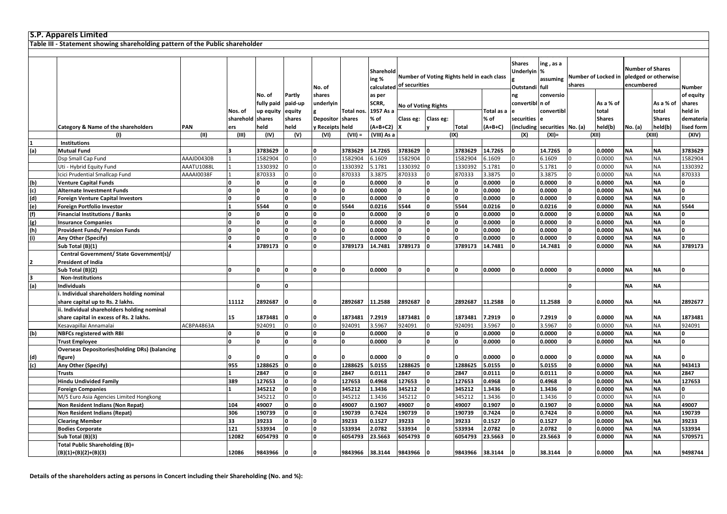# S.P. Apparels Limited

## Table III - Statement showing shareholding pattern of the Public shareholder

| | Category & Name of the shareholders | PAN | Nos. of shareholders | No. of fully paid up equity shares held | Partly paid-up equity shares held | No. of shares underlying Depository Receipts | Total nos. shares held | Shareholding % calculated as per SCRR, 1957 As a % of (A+B+C2) | Number of Voting Rights held in each class of securities | | | | Shares Underlying Outstanding convertible securities (including | Shareholding , as a % assuming full conversion of convertible securities | Number of Locked in shares | | Number of Shares pledged or otherwise encumbered | | Number of equity shares held in dematerialised form |
|---|---|---|---|---|---|---|---|---|---|---|---|---|---|---|---|---|---|---|---|
| | | | | | | | | | No of Voting Rights | | | Total as a % of (A+B+C) | | | No. (a) | As a % of total Shares held(b) | No. (a) | As a % of total Shares held(b) | |
| | | | | | | | | | Class eg: X | Class eg: y | Total | | | | | | | | |
| | (I) | (II) | (III) | (IV) | (V) | (VI) | (VII) = | (VIII) As a | (IX) | | | | (X) | (XI)= | (XII) | | (XIII) | | (XIV) |
| 1 | **Institutions** | | | | | | | | | | | | | | | | | | |
| (a) | **Mutual Fund** | | 3 | 3783629 | 0 | 0 | 3783629 | 14.7265 | 3783629 | 0 | 3783629 | 14.7265 | 0 | 14.7265 | 0 | 0.0000 | NA | NA | 3783629 |
| | Dsp Small Cap Fund | AAAJD0430B | 1 | 1582904 | 0 | 0 | 1582904 | 6.1609 | 1582904 | 0 | 1582904 | 6.1609 | 0 | 6.1609 | 0 | 0.0000 | NA | NA | 1582904 |
| | Uti - Hybrid Equity Fund | AAATU1088L | 1 | 1330392 | 0 | 0 | 1330392 | 5.1781 | 1330392 | 0 | 1330392 | 5.1781 | 0 | 5.1781 | 0 | 0.0000 | NA | NA | 1330392 |
| | Icici Prudential Smallcap Fund | AAAAI0038F | 1 | 870333 | 0 | 0 | 870333 | 3.3875 | 870333 | 0 | 870333 | 3.3875 | 0 | 3.3875 | 0 | 0.0000 | NA | NA | 870333 |
| (b) | **Venture Capital Funds** | | 0 | 0 | 0 | 0 | 0 | 0.0000 | 0 | 0 | 0 | 0.0000 | 0 | 0.0000 | 0 | 0.0000 | NA | NA | 0 |
| (c) | **Alternate Investment Funds** | | 0 | 0 | 0 | 0 | 0 | 0.0000 | 0 | 0 | 0 | 0.0000 | 0 | 0.0000 | 0 | 0.0000 | NA | NA | 0 |
| (d) | **Foreign Venture Capital Investors** | | 0 | 0 | 0 | 0 | 0 | 0.0000 | 0 | 0 | 0 | 0.0000 | 0 | 0.0000 | 0 | 0.0000 | NA | NA | 0 |
| (e) | **Foreign Portfolio Investor** | | 1 | 5544 | 0 | 0 | 5544 | 0.0216 | 5544 | 0 | 5544 | 0.0216 | 0 | 0.0216 | 0 | 0.0000 | NA | NA | 5544 |
| (f) | **Financial Institutions / Banks** | | 0 | 0 | 0 | 0 | 0 | 0.0000 | 0 | 0 | 0 | 0.0000 | 0 | 0.0000 | 0 | 0.0000 | NA | NA | 0 |
| (g) | **Insurance Companies** | | 0 | 0 | 0 | 0 | 0 | 0.0000 | 0 | 0 | 0 | 0.0000 | 0 | 0.0000 | 0 | 0.0000 | NA | NA | 0 |
| (h) | **Provident Funds/ Pension Funds** | | 0 | 0 | 0 | 0 | 0 | 0.0000 | 0 | 0 | 0 | 0.0000 | 0 | 0.0000 | 0 | 0.0000 | NA | NA | 0 |
| (i) | **Any Other (Specify)** | | 0 | 0 | 0 | 0 | 0 | 0.0000 | 0 | 0 | 0 | 0.0000 | 0 | 0.0000 | 0 | 0.0000 | NA | NA | 0 |
| | **Sub Total (B)(1)** | | 4 | 3789173 | 0 | 0 | 3789173 | 14.7481 | 3789173 | 0 | 3789173 | 14.7481 | 0 | 14.7481 | 0 | 0.0000 | NA | NA | 3789173 |
| 2 | **Central Government/ State Government(s)/ President of India** | | | | | | | | | | | | | | | | | | |
| | **Sub Total (B)(2)** | | 0 | 0 | 0 | 0 | 0 | 0.0000 | 0 | 0 | 0 | 0.0000 | 0 | 0.0000 | 0 | 0.0000 | NA | NA | 0 |
| 3 | **Non-Institutions** | | | | | | | | | | | | | | | | | | |
| (a) | **Individuals** | | | 0 | 0 | | | | | | | | | | 0 | | NA | NA | |
| | **i. Individual shareholders holding nominal share capital up to Rs. 2 lakhs.** | | 11112 | 2892687 | 0 | 0 | 2892687 | 11.2588 | 2892687 | 0 | 2892687 | 11.2588 | 0 | 11.2588 | 0 | 0.0000 | NA | NA | 2892677 |
| | **ii. Individual shareholders holding nominal share capital in excess of Rs. 2 lakhs.** | | 15 | 1873481 | 0 | 0 | 1873481 | 7.2919 | 1873481 | 0 | 1873481 | 7.2919 | 0 | 7.2919 | 0 | 0.0000 | NA | NA | 1873481 |
| | Kesavapillai Annamalai | ACBPA4863A | | 924091 | 0 | 0 | 924091 | 3.5967 | 924091 | 0 | 924091 | 3.5967 | 0 | 3.5967 | 0 | 0.0000 | NA | NA | 924091 |
| (b) | **NBFCs registered with RBI** | | 0 | 0 | 0 | 0 | 0 | 0.0000 | 0 | 0 | 0 | 0.0000 | 0 | 0.0000 | 0 | 0.0000 | NA | NA | 0 |
| | **Trust Employee** | | 0 | 0 | 0 | 0 | 0 | 0.0000 | 0 | 0 | 0 | 0.0000 | 0 | 0.0000 | 0 | 0.0000 | NA | NA | 0 |
| (d) | **Overseas Depositories(holding DRs) (balancing figure)** | | 0 | 0 | 0 | 0 | 0 | 0.0000 | 0 | 0 | 0 | 0.0000 | 0 | 0.0000 | 0 | 0.0000 | NA | NA | 0 |
| (c) | **Any Other (Specify)** | | 955 | 1288625 | 0 | 0 | 1288625 | 5.0155 | 1288625 | 0 | 1288625 | 5.0155 | 0 | 5.0155 | 0 | 0.0000 | NA | NA | 943413 |
| | **Trusts** | | 1 | 2847 | 0 | 0 | 2847 | 0.0111 | 2847 | 0 | 2847 | 0.0111 | 0 | 0.0111 | 0 | 0.0000 | NA | NA | 2847 |
| | **Hindu Undivided Family** | | 389 | 127653 | 0 | 0 | 127653 | 0.4968 | 127653 | 0 | 127653 | 0.4968 | 0 | 0.4968 | 0 | 0.0000 | NA | NA | 127653 |
| | **Foreign Companies** | | 1 | 345212 | 0 | 0 | 345212 | 1.3436 | 345212 | 0 | 345212 | 1.3436 | 0 | 1.3436 | 0 | 0.0000 | NA | NA | 0 |
| | M/S Euro Asia Agencies Limited Hongkong | | | 345212 | 0 | 0 | 345212 | 1.3436 | 345212 | 0 | 345212 | 1.3436 | 0 | 1.3436 | 0 | 0.0000 | NA | NA | 0 |
| | **Non Resident Indians (Non Repat)** | | 104 | 49007 | 0 | 0 | 49007 | 0.1907 | 49007 | 0 | 49007 | 0.1907 | 0 | 0.1907 | 0 | 0.0000 | NA | NA | 49007 |
| | **Non Resident Indians (Repat)** | | 306 | 190739 | 0 | 0 | 190739 | 0.7424 | 190739 | 0 | 190739 | 0.7424 | 0 | 0.7424 | 0 | 0.0000 | NA | NA | 190739 |
| | **Clearing Member** | | 33 | 39233 | 0 | 0 | 39233 | 0.1527 | 39233 | 0 | 39233 | 0.1527 | 0 | 0.1527 | 0 | 0.0000 | NA | NA | 39233 |
| | **Bodies Corporate** | | 121 | 533934 | 0 | 0 | 533934 | 2.0782 | 533934 | 0 | 533934 | 2.0782 | 0 | 2.0782 | 0 | 0.0000 | NA | NA | 533934 |
| | **Sub Total (B)(3)** | | 12082 | 6054793 | 0 | 0 | 6054793 | 23.5663 | 6054793 | 0 | 6054793 | 23.5663 | 0 | 23.5663 | 0 | 0.0000 | NA | NA | 5709571 |
| | **Total Public Shareholding (B)= (B)(1)+(B)(2)+(B)(3)** | | 12086 | 9843966 | 0 | 0 | 9843966 | 38.3144 | 9843966 | 0 | 9843966 | 38.3144 | 0 | 38.3144 | 0 | 0.0000 | NA | NA | 9498744 |

**Details of the shareholders acting as persons in Concert including their Shareholding (No. and %):**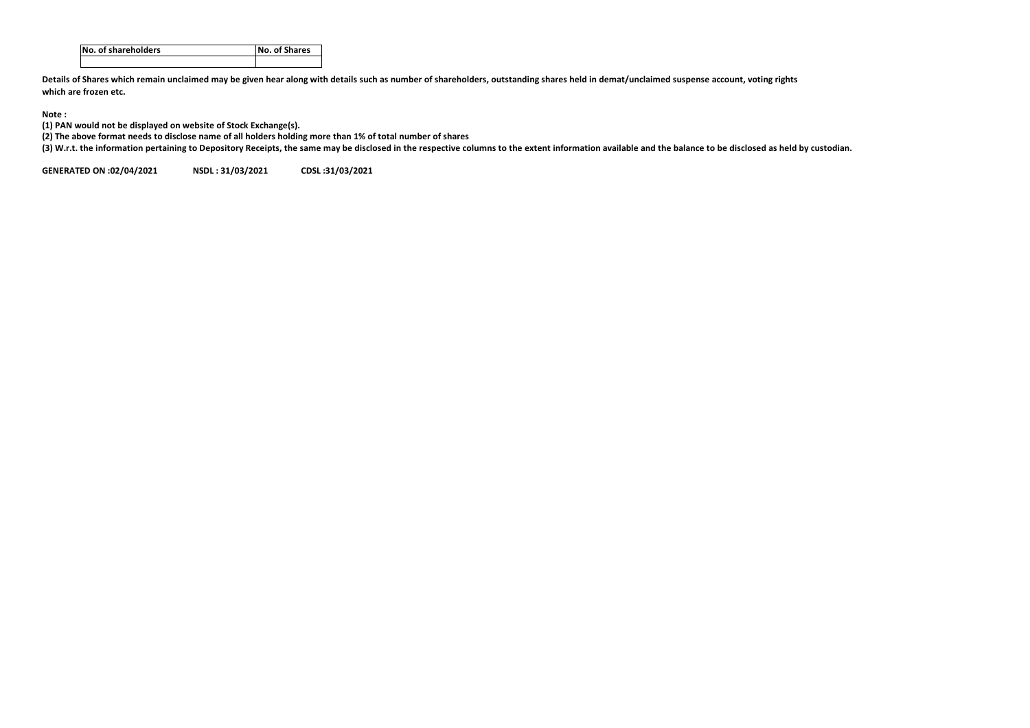| No. of shareholders | No. of Shares |
| --- | --- |
| | |

**Details of Shares which remain unclaimed may be given hear along with details such as number of shareholders, outstanding shares held in demat/unclaimed suspense account, voting rights which are frozen etc.**

**Note :**

**(1) PAN would not be displayed on website of Stock Exchange(s).**

**(2) The above format needs to disclose name of all holders holding more than 1% of total number of shares**

**(3) W.r.t. the information pertaining to Depository Receipts, the same may be disclosed in the respective columns to the extent information available and the balance to be disclosed as held by custodian.**

**GENERATED ON :02/04/2021 NSDL : 31/03/2021 CDSL :31/03/2021**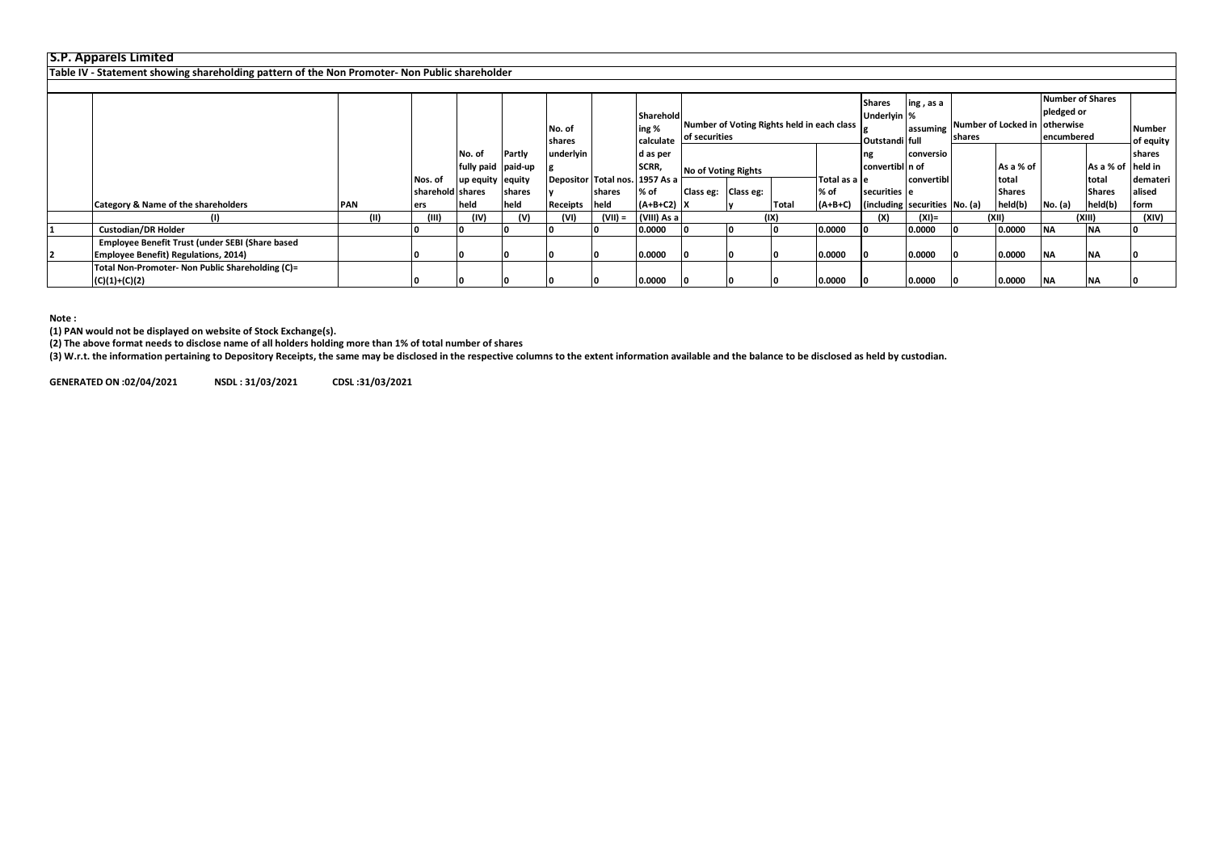**S.P. Apparels Limited**

**Table IV - Statement showing shareholding pattern of the Non Promoter- Non Public shareholder**

| | Category & Name of the shareholders | PAN | Nos. of shareholders | No. of fully paid up equity shares held | Partly paid-up equity shares held | No. of shares underlying Depository Receipts | Total nos. shares held | Shareholding % calculated as per SCRR, 1957 As a % of (A+B+C2) | Number of Voting Rights held in each class of securities | | | | Shares Underlying Outstanding convertible securities (including | Shareholding , as a % assuming full conversion of convertible securities | Number of Locked in shares | | Number of Shares pledged or otherwise encumbered | | Number of equity shares held in dematerialised form |
|---|---|---|---|---|---|---|---|---|---|---|---|---|---|---|---|---|---|---|---|
| | | | | | | | | | No of Voting Rights | | | Total as a % of (A+B+C) | | | No. (a) | As a % of total Shares held(b) | No. (a) | As a % of total Shares held(b) | |
| | | | | | | | | | Class eg: X | Class eg: y | Total | | | | | | | | |
| | (I) | (II) | (III) | (IV) | (V) | (VI) | (VII) = | (VIII) As a | (IX) | | | | (X) | (XI)= | (XII) | | (XIII) | | (XIV) |
| 1 | Custodian/DR Holder | | 0 | 0 | 0 | 0 | 0 | 0.0000 | 0 | 0 | 0 | 0.0000 | 0 | 0.0000 | 0 | 0.0000 | NA | NA | 0 |
| 2 | Employee Benefit Trust (under SEBI (Share based Employee Benefit) Regulations, 2014) | | 0 | 0 | 0 | 0 | 0 | 0.0000 | 0 | 0 | 0 | 0.0000 | 0 | 0.0000 | 0 | 0.0000 | NA | NA | 0 |
| | Total Non-Promoter- Non Public Shareholding (C)= (C)(1)+(C)(2) | | 0 | 0 | 0 | 0 | 0 | 0.0000 | 0 | 0 | 0 | 0.0000 | 0 | 0.0000 | 0 | 0.0000 | NA | NA | 0 |

**Note :**

**(1) PAN would not be displayed on website of Stock Exchange(s).**

**(2) The above format needs to disclose name of all holders holding more than 1% of total number of shares**

**(3) W.r.t. the information pertaining to Depository Receipts, the same may be disclosed in the respective columns to the extent information available and the balance to be disclosed as held by custodian.**

**GENERATED ON :02/04/2021 NSDL : 31/03/2021 CDSL :31/03/2021**